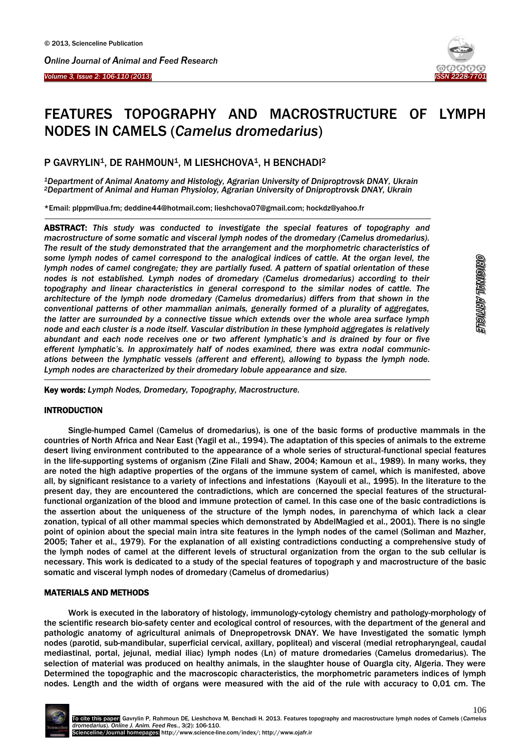# FEATURES TOPOGRAPHY AND MACROSTRUCTURE OF LYMPH NODES IN CAMELS (*Camelus dromedarius*)

P GAVRYLIN[1], DE RAHMOUN[1], M LIESHCHOVA[1], H BENCHADI[2]

*[1]Department of Animal Anatomy and Histology, Agrarian University of Dniproptrovsk DNAY, Ukrain*
*[2]Department of Animal and Human Physioloy, Agrarian University of Dniproptrovsk DNAY, Ukrain*

*Email: plppm@ua.fm; deddine44@hotmail.com; lieshchova07@gmail.com; hockdz@yahoo.fr

**ABSTRACT:** *This study was conducted to investigate the special features of topography and macrostructure of some somatic and visceral lymph nodes of the dromedary (Camelus dromedarius). The result of the study demonstrated that the arrangement and the morphometric characteristics of some lymph nodes of camel correspond to the analogical indices of cattle. At the organ level, the lymph nodes of camel congregate; they are partially fused. A pattern of spatial orientation of these nodes is not established. Lymph nodes of dromedary (Camelus dromedarius) according to their topography and linear characteristics in general correspond to the similar nodes of cattle. The architecture of the lymph node dromedary (Camelus dromedarius) differs from that shown in the conventional patterns of other mammalian animals, generally formed of a plurality of aggregates, the latter are surrounded by a connective tissue which extends over the whole area surface lymph node and each cluster is a node itself. Vascular distribution in these lymphoid aggregates is relatively abundant and each node receives one or two afferent lymphatic's and is drained by four or five efferent lymphatic's. In approximately half of nodes examined, there was extra nodal communications between the lymphatic vessels (afferent and efferent), allowing to bypass the lymph node. Lymph nodes are characterized by their dromedary lobule appearance and size.*

**Key words:** *Lymph Nodes, Dromedary, Topography, Macrostructure.*

## INTRODUCTION

Single-humped Camel (Camelus of dromedarius), is one of the basic forms of productive mammals in the countries of North Africa and Near East (Yagil et al., 1994). The adaptation of this species of animals to the extreme desert living environment contributed to the appearance of a whole series of structural-functional special features in the life-supporting systems of organism (Zine Filali and Shaw, 2004; Kamoun et al., 1989). In many works, they are noted the high adaptive properties of the organs of the immune system of camel, which is manifested, above all, by significant resistance to a variety of infections and infestations (Kayouli et al., 1995). In the literature to the present day, they are encountered the contradictions, which are concerned the special features of the structural-functional organization of the blood and immune protection of camel. In this case one of the basic contradictions is the assertion about the uniqueness of the structure of the lymph nodes, in parenchyma of which lack a clear zonation, typical of all other mammal species which demonstrated by AbdelMagied et al., 2001). There is no single point of opinion about the special main intra site features in the lymph nodes of the camel (Soliman and Mazher, 2005; Taher et al., 1979). For the explanation of all existing contradictions conducting a comprehensive study of the lymph nodes of camel at the different levels of structural organization from the organ to the sub cellular is necessary. This work is dedicated to a study of the special features of topograph y and macrostructure of the basic somatic and visceral lymph nodes of dromedary (Camelus of dromedarius)

## MATERIALS AND METHODS

Work is executed in the laboratory of histology, immunology-cytology chemistry and pathology-morphology of the scientific research bio-safety center and ecological control of resources, with the department of the general and pathologic anatomy of agricultural animals of Dnepropetrovsk DNAY. We have Investigated the somatic lymph nodes (parotid, sub-mandibular, superficial cervical, axillary, popliteal) and visceral (medial retropharyngeal, caudal mediastinal, portal, jejunal, medial iliac) lymph nodes (Ln) of mature dromedaries (Camelus dromedarius). The selection of material was produced on healthy animals, in the slaughter house of Ouargla city, Algeria. They were Determined the topographic and the macroscopic characteristics, the morphometric parameters indices of lymph nodes. Length and the width of organs were measured with the aid of the rule with accuracy to 0,01 cm. The

To cite this paper: Gavrylin P, Rahmoun DE, Lieshchova M, Benchadi H. 2013. Features topography and macrostructure lymph nodes of Camels (*Camelus dromedarius*). *Online J. Anim. Feed Res.*, 3(2): 106-110.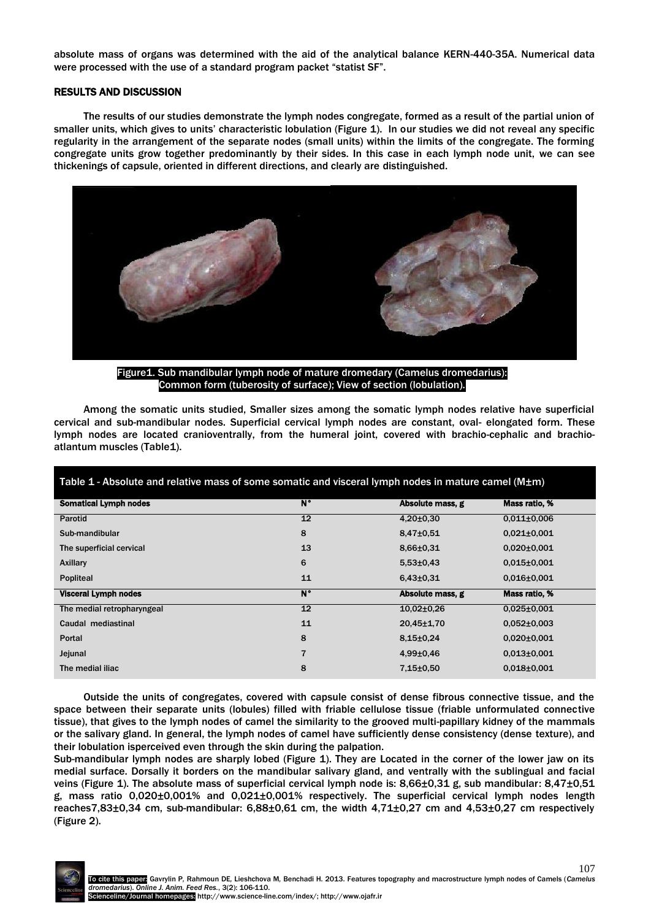absolute mass of organs was determined with the aid of the analytical balance KERN-440-35A. Numerical data were processed with the use of a standard program packet "statist SF".

## RESULTS AND DISCUSSION

The results of our studies demonstrate the lymph nodes congregate, formed as a result of the partial union of smaller units, which gives to units' characteristic lobulation (Figure 1). In our studies we did not reveal any specific regularity in the arrangement of the separate nodes (small units) within the limits of the congregate. The forming congregate units grow together predominantly by their sides. In this case in each lymph node unit, we can see thickenings of capsule, oriented in different directions, and clearly are distinguished.

Figure1. Sub mandibular lymph node of mature dromedary (Camelus dromedarius): Common form (tuberosity of surface); View of section (lobulation).

Among the somatic units studied, Smaller sizes among the somatic lymph nodes relative have superficial cervical and sub-mandibular nodes. Superficial cervical lymph nodes are constant, oval- elongated form. These lymph nodes are located cranioventrally, from the humeral joint, covered with brachio-cephalic and brachio-atlantum muscles (Table1).

**Table 1 - Absolute and relative mass of some somatic and visceral lymph nodes in mature camel (M±m)**

| Somatical Lymph nodes | N° | Absolute mass, g | Mass ratio, % |
|---|---|---|---|
| Parotid | 12 | 4,20±0,30 | 0,011±0,006 |
| Sub-mandibular | 8 | 8,47±0,51 | 0,021±0,001 |
| The superficial cervical | 13 | 8,66±0,31 | 0,020±0,001 |
| Axillary | 6 | 5,53±0,43 | 0,015±0,001 |
| Popliteal | 11 | 6,43±0,31 | 0,016±0,001 |
| **Visceral Lymph nodes** | **N°** | **Absolute mass, g** | **Mass ratio, %** |
| The medial retropharyngeal | 12 | 10,02±0,26 | 0,025±0,001 |
| Caudal mediastinal | 11 | 20,45±1,70 | 0,052±0,003 |
| Portal | 8 | 8,15±0,24 | 0,020±0,001 |
| Jejunal | 7 | 4,99±0,46 | 0,013±0,001 |
| The medial iliac | 8 | 7,15±0,50 | 0,018±0,001 |

Outside the units of congregates, covered with capsule consist of dense fibrous connective tissue, and the space between their separate units (lobules) filled with friable cellulose tissue (friable unformulated connective tissue), that gives to the lymph nodes of camel the similarity to the grooved multi-papillary kidney of the mammals or the salivary gland. In general, the lymph nodes of camel have sufficiently dense consistency (dense texture), and their lobulation isperceived even through the skin during the palpation.

Sub-mandibular lymph nodes are sharply lobed (Figure 1). They are Located in the corner of the lower jaw on its medial surface. Dorsally it borders on the mandibular salivary gland, and ventrally with the sublingual and facial veins (Figure 1). The absolute mass of superficial cervical lymph node is: 8,66±0,31 g, sub mandibular: 8,47±0,51 g, mass ratio 0,020±0,001% and 0,021±0,001% respectively. The superficial cervical lymph nodes length reaches7,83±0,34 cm, sub-mandibular: 6,88±0,61 cm, the width 4,71±0,27 cm and 4,53±0,27 cm respectively (Figure 2).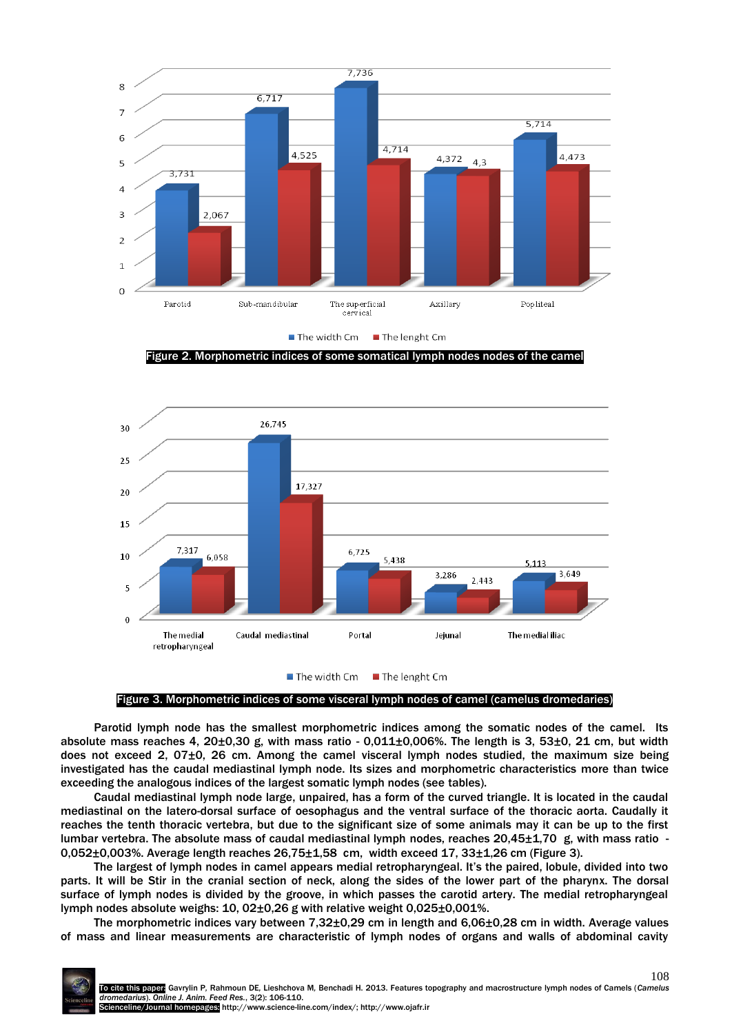Figure 2. Morphometric indices of some somatical lymph nodes nodes of the camel

Figure 3. Morphometric indices of some visceral lymph nodes of camel (camelus dromedaries)

Parotid lymph node has the smallest morphometric indices among the somatic nodes of the camel. Its absolute mass reaches 4, 20±0,30 g, with mass ratio - 0,011±0,006%. The length is 3, 53±0, 21 cm, but width does not exceed 2, 07±0, 26 cm. Among the camel visceral lymph nodes studied, the maximum size being investigated has the caudal mediastinal lymph node. Its sizes and morphometric characteristics more than twice exceeding the analogous indices of the largest somatic lymph nodes (see tables).

Caudal mediastinal lymph node large, unpaired, has a form of the curved triangle. It is located in the caudal mediastinal on the latero-dorsal surface of oesophagus and the ventral surface of the thoracic aorta. Caudally it reaches the tenth thoracic vertebra, but due to the significant size of some animals may it can be up to the first lumbar vertebra. The absolute mass of caudal mediastinal lymph nodes, reaches 20,45±1,70 g, with mass ratio - 0,052±0,003%. Average length reaches 26,75±1,58 cm, width exceed 17, 33±1,26 cm (Figure 3).

The largest of lymph nodes in camel appears medial retropharyngeal. It's the paired, lobule, divided into two parts. It will be Stir in the cranial section of neck, along the sides of the lower part of the pharynx. The dorsal surface of lymph nodes is divided by the groove, in which passes the carotid artery. The medial retropharyngeal lymph nodes absolute weighs: 10, 02±0,26 g with relative weight 0,025±0,001%.

The morphometric indices vary between 7,32±0,29 cm in length and 6,06±0,28 cm in width. Average values of mass and linear measurements are characteristic of lymph nodes of organs and walls of abdominal cavity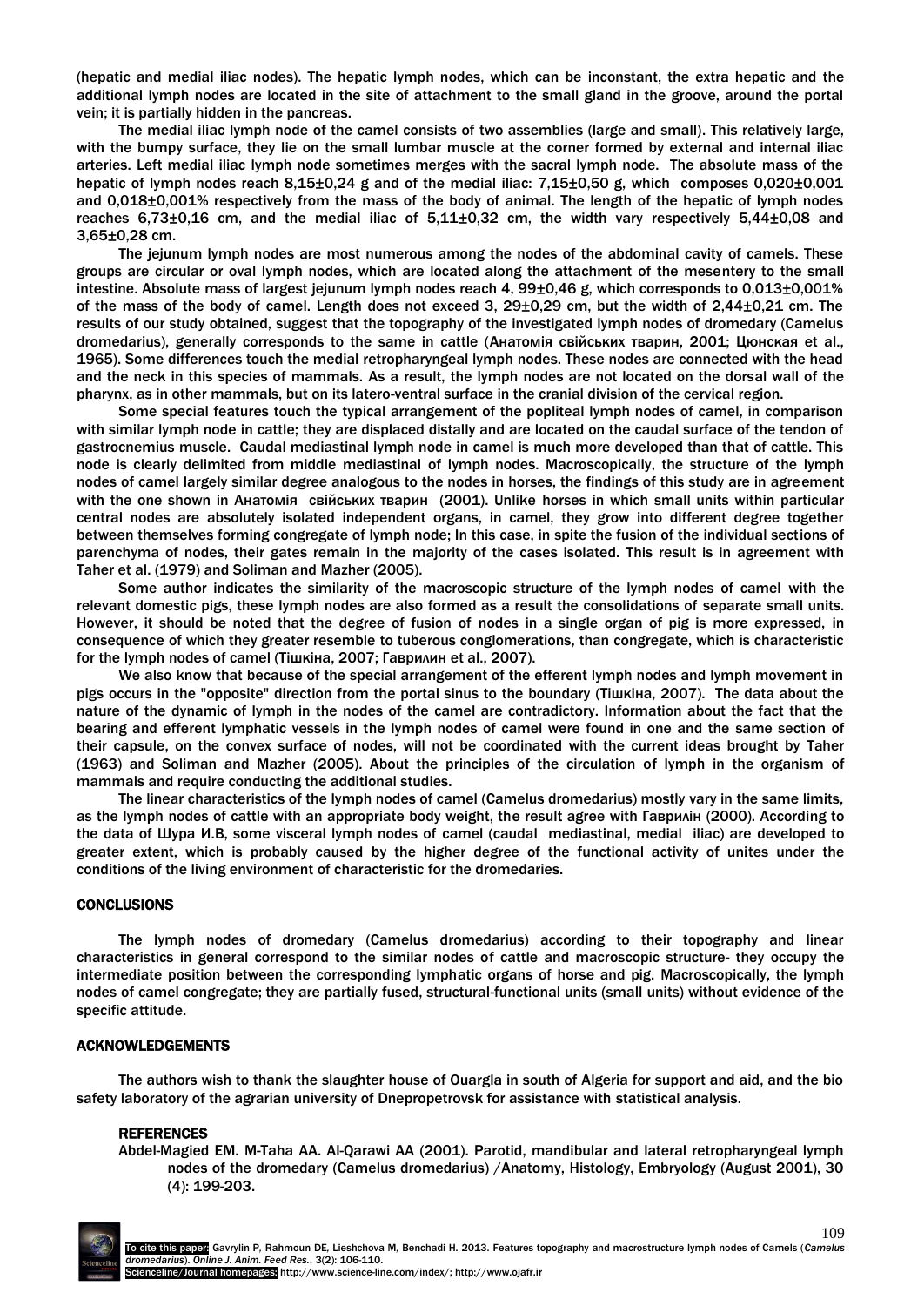(hepatic and medial iliac nodes). The hepatic lymph nodes, which can be inconstant, the extra hepatic and the additional lymph nodes are located in the site of attachment to the small gland in the groove, around the portal vein; it is partially hidden in the pancreas.

The medial iliac lymph node of the camel consists of two assemblies (large and small). This relatively large, with the bumpy surface, they lie on the small lumbar muscle at the corner formed by external and internal iliac arteries. Left medial iliac lymph node sometimes merges with the sacral lymph node. The absolute mass of the hepatic of lymph nodes reach 8,15±0,24 g and of the medial iliac: 7,15±0,50 g, which composes 0,020±0,001 and 0,018±0,001% respectively from the mass of the body of animal. The length of the hepatic of lymph nodes reaches 6,73±0,16 cm, and the medial iliac of 5,11±0,32 cm, the width vary respectively 5,44±0,08 and 3,65±0,28 cm.

The jejunum lymph nodes are most numerous among the nodes of the abdominal cavity of camels. These groups are circular or oval lymph nodes, which are located along the attachment of the mesentery to the small intestine. Absolute mass of largest jejunum lymph nodes reach 4, 99±0,46 g, which corresponds to 0,013±0,001% of the mass of the body of camel. Length does not exceed 3, 29±0,29 cm, but the width of 2,44±0,21 cm. The results of our study obtained, suggest that the topography of the investigated lymph nodes of dromedary (Camelus dromedarius), generally corresponds to the same in cattle (Анатомія свійських тварин, 2001; Цюнская et al., 1965). Some differences touch the medial retropharyngeal lymph nodes. These nodes are connected with the head and the neck in this species of mammals. As a result, the lymph nodes are not located on the dorsal wall of the pharynx, as in other mammals, but on its latero-ventral surface in the cranial division of the cervical region.

Some special features touch the typical arrangement of the popliteal lymph nodes of camel, in comparison with similar lymph node in cattle; they are displaced distally and are located on the caudal surface of the tendon of gastrocnemius muscle. Caudal mediastinal lymph node in camel is much more developed than that of cattle. This node is clearly delimited from middle mediastinal of lymph nodes. Macroscopically, the structure of the lymph nodes of camel largely similar degree analogous to the nodes in horses, the findings of this study are in agreement with the one shown in Анатомія свійських тварин (2001). Unlike horses in which small units within particular central nodes are absolutely isolated independent organs, in camel, they grow into different degree together between themselves forming congregate of lymph node; In this case, in spite the fusion of the individual sections of parenchyma of nodes, their gates remain in the majority of the cases isolated. This result is in agreement with Taher et al. (1979) and Soliman and Mazher (2005).

Some author indicates the similarity of the macroscopic structure of the lymph nodes of camel with the relevant domestic pigs, these lymph nodes are also formed as a result the consolidations of separate small units. However, it should be noted that the degree of fusion of nodes in a single organ of pig is more expressed, in consequence of which they greater resemble to tuberous conglomerations, than congregate, which is characteristic for the lymph nodes of camel (Тішкіна, 2007; Гаврилин et al., 2007).

We also know that because of the special arrangement of the efferent lymph nodes and lymph movement in pigs occurs in the "opposite" direction from the portal sinus to the boundary (Тішкіна, 2007). The data about the nature of the dynamic of lymph in the nodes of the camel are contradictory. Information about the fact that the bearing and efferent lymphatic vessels in the lymph nodes of camel were found in one and the same section of their capsule, on the convex surface of nodes, will not be coordinated with the current ideas brought by Taher (1963) and Soliman and Mazher (2005). About the principles of the circulation of lymph in the organism of mammals and require conducting the additional studies.

The linear characteristics of the lymph nodes of camel (Camelus dromedarius) mostly vary in the same limits, as the lymph nodes of cattle with an appropriate body weight, the result agree with Гаврилін (2000). According to the data of Шура И.В, some visceral lymph nodes of camel (caudal mediastinal, medial iliac) are developed to greater extent, which is probably caused by the higher degree of the functional activity of unites under the conditions of the living environment of characteristic for the dromedaries.

## CONCLUSIONS

The lymph nodes of dromedary (Camelus dromedarius) according to their topography and linear characteristics in general correspond to the similar nodes of cattle and macroscopic structure- they occupy the intermediate position between the corresponding lymphatic organs of horse and pig. Macroscopically, the lymph nodes of camel congregate; they are partially fused, structural-functional units (small units) without evidence of the specific attitude.

## ACKNOWLEDGEMENTS

The authors wish to thank the slaughter house of Ouargla in south of Algeria for support and aid, and the bio safety laboratory of the agrarian university of Dnepropetrovsk for assistance with statistical analysis.

## REFERENCES

Abdel-Magied EM. M-Taha AA. Al-Qarawi AA (2001). Parotid, mandibular and lateral retropharyngeal lymph nodes of the dromedary (Camelus dromedarius) /Anatomy, Histology, Embryology (August 2001), 30 (4): 199-203.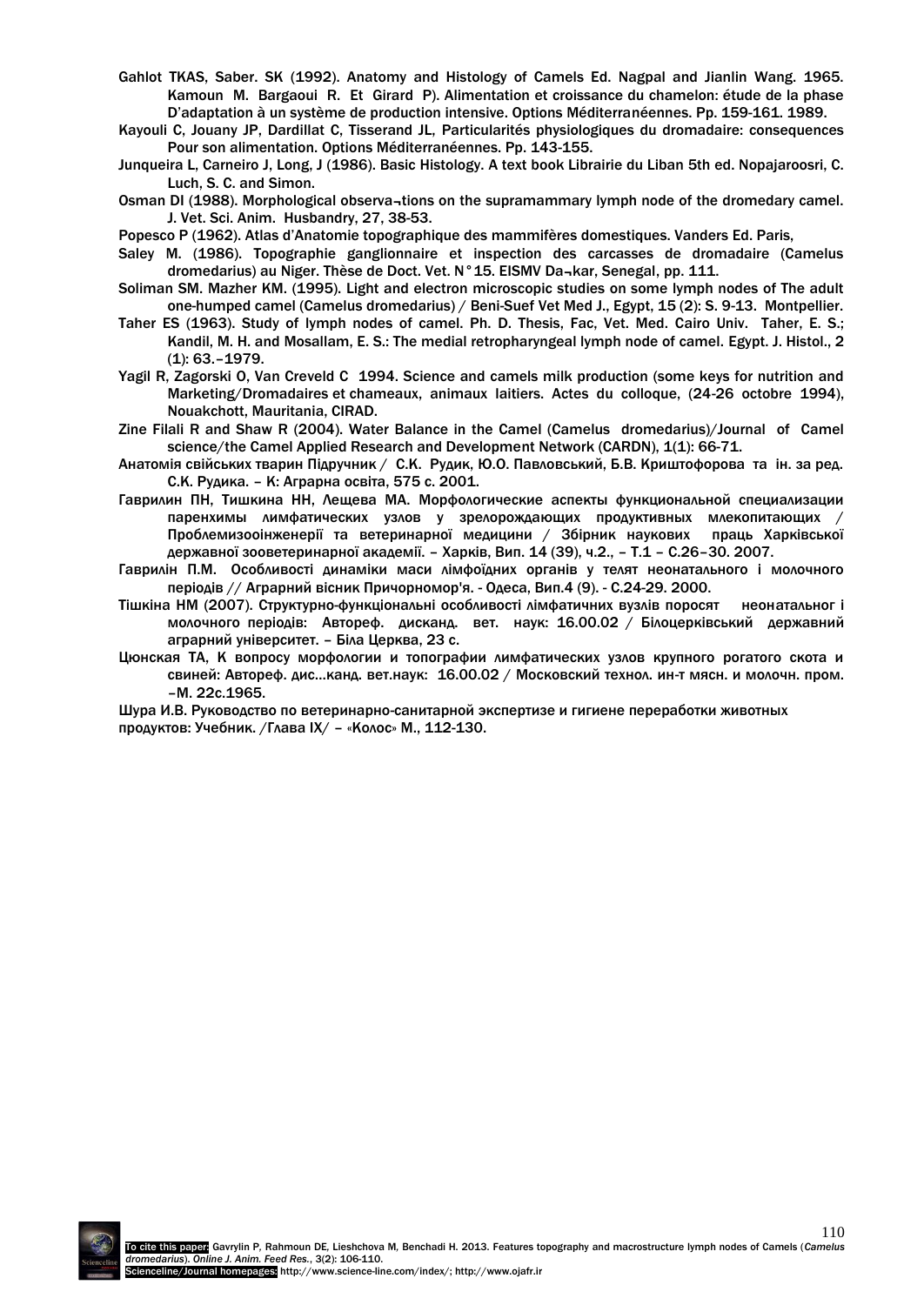Gahlot TKAS, Saber. SK (1992). Anatomy and Histology of Camels Ed. Nagpal and Jianlin Wang. 1965. Kamoun M. Bargaoui R. Et Girard P). Alimentation et croissance du chamelon: étude de la phase D'adaptation à un système de production intensive. Options Méditerranéennes. Pp. 159-161. 1989.

Kayouli C, Jouany JP, Dardillat C, Tisserand JL, Particularités physiologiques du dromadaire: consequences Pour son alimentation. Options Méditerranéennes. Pp. 143-155.

Junqueira L, Carneiro J, Long, J (1986). Basic Histology. A text book Librairie du Liban 5th ed. Nopajaroosri, C. Luch, S. C. and Simon.

Osman DI (1988). Morphological observa¬tions on the supramammary lymph node of the dromedary camel. J. Vet. Sci. Anim. Husbandry, 27, 38-53.

Popesco P (1962). Atlas d'Anatomie topographique des mammifères domestiques. Vanders Ed. Paris,

Saley M. (1986). Topographie ganglionnaire et inspection des carcasses de dromadaire (Camelus dromedarius) au Niger. Thèse de Doct. Vet. N°15. EISMV Da¬kar, Senegal, pp. 111.

Soliman SM. Mazher KM. (1995). Light and electron microscopic studies on some lymph nodes of The adult one-humped camel (Camelus dromedarius) / Beni-Suef Vet Med J., Egypt, 15 (2): S. 9-13. Montpellier.

Taher ES (1963). Study of lymph nodes of camel. Ph. D. Thesis, Fac, Vet. Med. Cairo Univ. Taher, E. S.; Kandil, M. H. and Mosallam, E. S.: The medial retropharyngeal lymph node of camel. Egypt. J. Histol., 2 (1): 63.–1979.

Yagil R, Zagorski O, Van Creveld C 1994. Science and camels milk production (some keys for nutrition and Marketing/Dromadaires et chameaux, animaux laitiers. Actes du colloque, (24-26 octobre 1994), Nouakchott, Mauritania, CIRAD.

Zine Filali R and Shaw R (2004). Water Balance in the Camel (Camelus dromedarius)/Journal of Camel science/the Camel Applied Research and Development Network (CARDN), 1(1): 66-71.

Анатомія свійських тварин Підручник / С.К. Рудик, Ю.О. Павловський, Б.В. Криштофорова та ін. за ред. С.К. Рудика. – К: Аграрна освіта, 575 с. 2001.

Гаврилин ПН, Тишкина НН, Лещева МА. Морфологические аспекты функциональной специализации паренхимы лимфатических узлов у зрелорождающих продуктивных млекопитающих / Проблемизооінженерії та ветеринарної медицини / Збірник наукових праць Харківської державної зооветеринарної академії. – Харків, Вип. 14 (39), ч.2., – Т.1 – С.26–30. 2007.

Гаврилін П.М. Особливості динаміки маси лімфоїдних органів у телят неонатального і молочного періодів // Аграрний вісник Причорномор'я. - Одеса, Вип.4 (9). - С.24-29. 2000.

Тішкіна НМ (2007). Структурно-функціональні особливості лімфатичних вузлів поросят неонатальног і молочного періодів: Автореф. дисканд. вет. наук: 16.00.02 / Білоцерківський державний аграрний університет. – Біла Церква, 23 с.

Цюнская ТА, К вопросу морфологии и топографии лимфатических узлов крупного рогатого скота и свиней: Автореф. дис...канд. вет.наук: 16.00.02 / Московский технол. ин-т мясн. и молочн. пром. –М. 22с.1965.

Шура И.В. Руководство по ветеринарно-санитарной экспертизе и гигиене переработки животных продуктов: Учебник. /Глава IX/ – «Колос» М., 112-130.